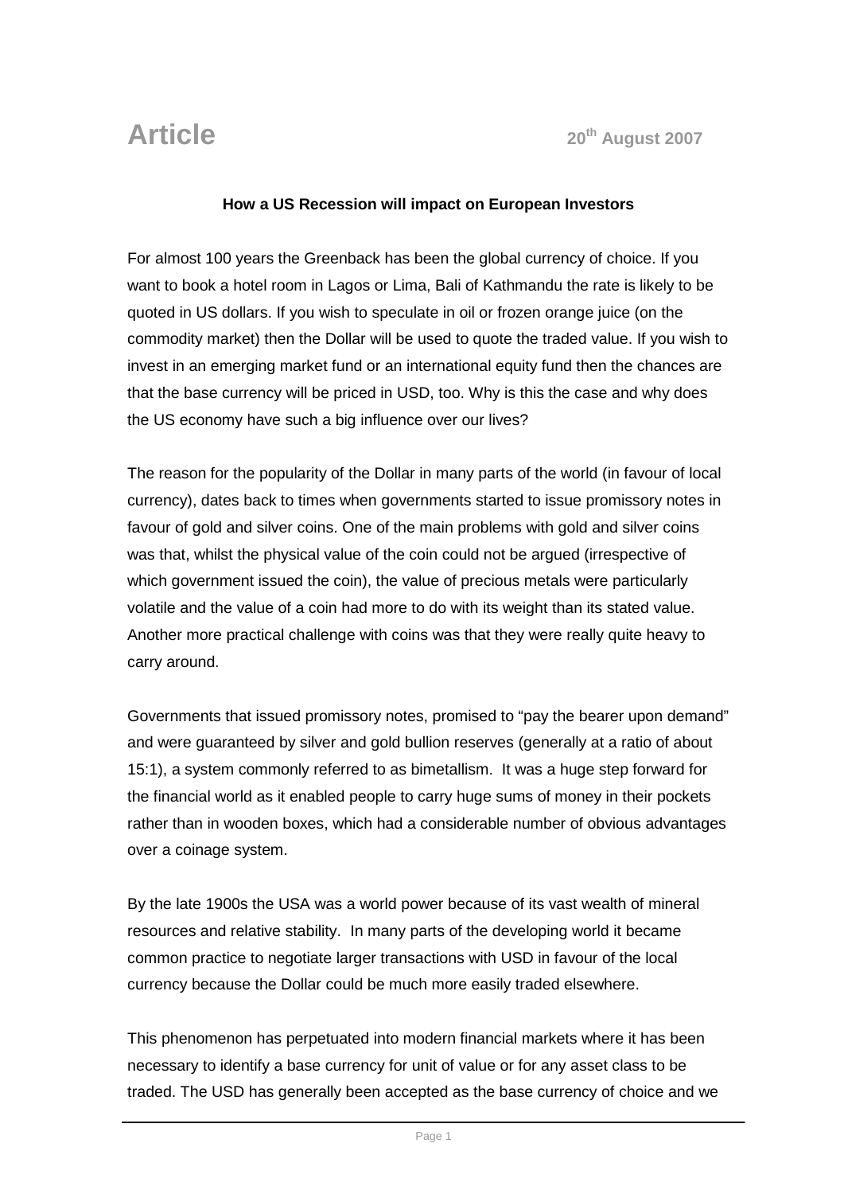# Article

**20th August 2007**

**How a US Recession will impact on European Investors**

For almost 100 years the Greenback has been the global currency of choice. If you want to book a hotel room in Lagos or Lima, Bali of Kathmandu the rate is likely to be quoted in US dollars. If you wish to speculate in oil or frozen orange juice (on the commodity market) then the Dollar will be used to quote the traded value. If you wish to invest in an emerging market fund or an international equity fund then the chances are that the base currency will be priced in USD, too. Why is this the case and why does the US economy have such a big influence over our lives?

The reason for the popularity of the Dollar in many parts of the world (in favour of local currency), dates back to times when governments started to issue promissory notes in favour of gold and silver coins. One of the main problems with gold and silver coins was that, whilst the physical value of the coin could not be argued (irrespective of which government issued the coin), the value of precious metals were particularly volatile and the value of a coin had more to do with its weight than its stated value. Another more practical challenge with coins was that they were really quite heavy to carry around.

Governments that issued promissory notes, promised to "pay the bearer upon demand" and were guaranteed by silver and gold bullion reserves (generally at a ratio of about 15:1), a system commonly referred to as bimetallism. It was a huge step forward for the financial world as it enabled people to carry huge sums of money in their pockets rather than in wooden boxes, which had a considerable number of obvious advantages over a coinage system.

By the late 1900s the USA was a world power because of its vast wealth of mineral resources and relative stability. In many parts of the developing world it became common practice to negotiate larger transactions with USD in favour of the local currency because the Dollar could be much more easily traded elsewhere.

This phenomenon has perpetuated into modern financial markets where it has been necessary to identify a base currency for unit of value or for any asset class to be traded. The USD has generally been accepted as the base currency of choice and we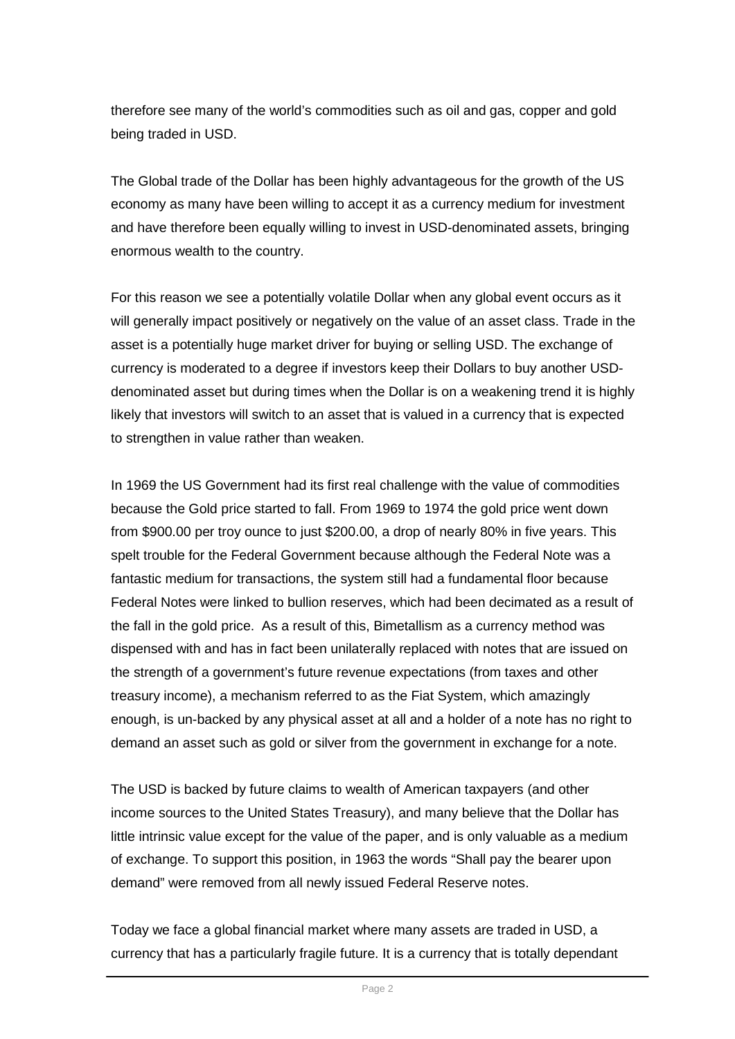therefore see many of the world's commodities such as oil and gas, copper and gold being traded in USD.

The Global trade of the Dollar has been highly advantageous for the growth of the US economy as many have been willing to accept it as a currency medium for investment and have therefore been equally willing to invest in USD-denominated assets, bringing enormous wealth to the country.

For this reason we see a potentially volatile Dollar when any global event occurs as it will generally impact positively or negatively on the value of an asset class. Trade in the asset is a potentially huge market driver for buying or selling USD. The exchange of currency is moderated to a degree if investors keep their Dollars to buy another USD-denominated asset but during times when the Dollar is on a weakening trend it is highly likely that investors will switch to an asset that is valued in a currency that is expected to strengthen in value rather than weaken.

In 1969 the US Government had its first real challenge with the value of commodities because the Gold price started to fall. From 1969 to 1974 the gold price went down from \$900.00 per troy ounce to just \$200.00, a drop of nearly 80% in five years. This spelt trouble for the Federal Government because although the Federal Note was a fantastic medium for transactions, the system still had a fundamental floor because Federal Notes were linked to bullion reserves, which had been decimated as a result of the fall in the gold price. As a result of this, Bimetallism as a currency method was dispensed with and has in fact been unilaterally replaced with notes that are issued on the strength of a government's future revenue expectations (from taxes and other treasury income), a mechanism referred to as the Fiat System, which amazingly enough, is un-backed by any physical asset at all and a holder of a note has no right to demand an asset such as gold or silver from the government in exchange for a note.

The USD is backed by future claims to wealth of American taxpayers (and other income sources to the United States Treasury), and many believe that the Dollar has little intrinsic value except for the value of the paper, and is only valuable as a medium of exchange. To support this position, in 1963 the words "Shall pay the bearer upon demand" were removed from all newly issued Federal Reserve notes.

Today we face a global financial market where many assets are traded in USD, a currency that has a particularly fragile future. It is a currency that is totally dependant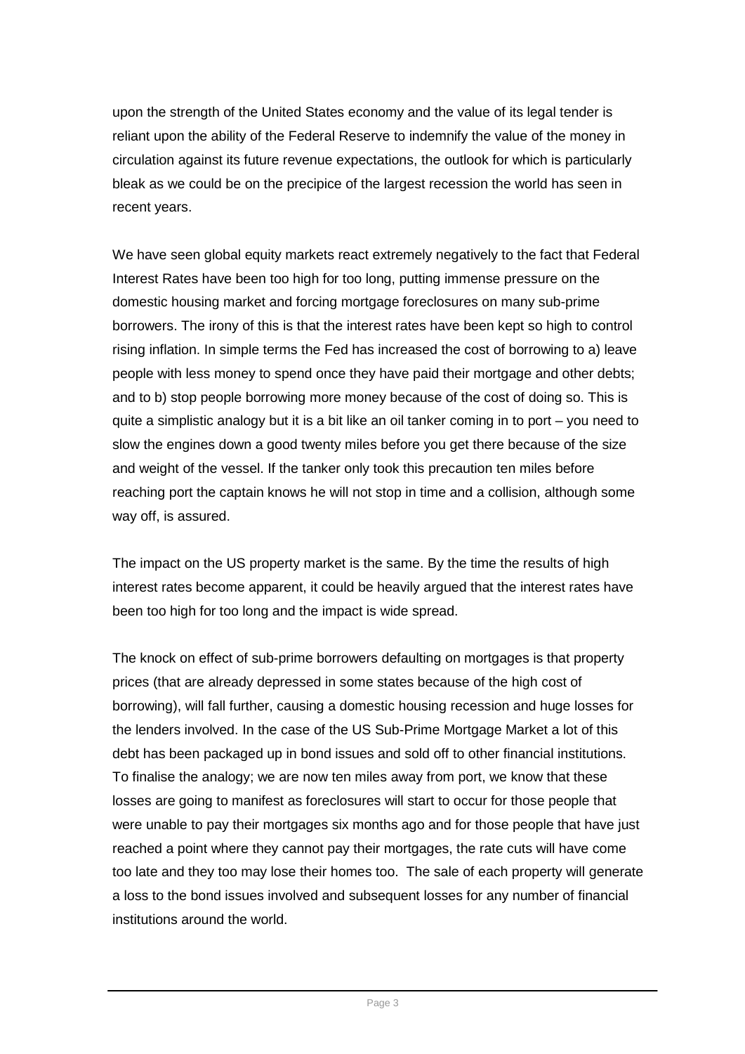upon the strength of the United States economy and the value of its legal tender is reliant upon the ability of the Federal Reserve to indemnify the value of the money in circulation against its future revenue expectations, the outlook for which is particularly bleak as we could be on the precipice of the largest recession the world has seen in recent years.

We have seen global equity markets react extremely negatively to the fact that Federal Interest Rates have been too high for too long, putting immense pressure on the domestic housing market and forcing mortgage foreclosures on many sub-prime borrowers. The irony of this is that the interest rates have been kept so high to control rising inflation. In simple terms the Fed has increased the cost of borrowing to a) leave people with less money to spend once they have paid their mortgage and other debts; and to b) stop people borrowing more money because of the cost of doing so. This is quite a simplistic analogy but it is a bit like an oil tanker coming in to port – you need to slow the engines down a good twenty miles before you get there because of the size and weight of the vessel. If the tanker only took this precaution ten miles before reaching port the captain knows he will not stop in time and a collision, although some way off, is assured.

The impact on the US property market is the same. By the time the results of high interest rates become apparent, it could be heavily argued that the interest rates have been too high for too long and the impact is wide spread.

The knock on effect of sub-prime borrowers defaulting on mortgages is that property prices (that are already depressed in some states because of the high cost of borrowing), will fall further, causing a domestic housing recession and huge losses for the lenders involved. In the case of the US Sub-Prime Mortgage Market a lot of this debt has been packaged up in bond issues and sold off to other financial institutions. To finalise the analogy; we are now ten miles away from port, we know that these losses are going to manifest as foreclosures will start to occur for those people that were unable to pay their mortgages six months ago and for those people that have just reached a point where they cannot pay their mortgages, the rate cuts will have come too late and they too may lose their homes too. The sale of each property will generate a loss to the bond issues involved and subsequent losses for any number of financial institutions around the world.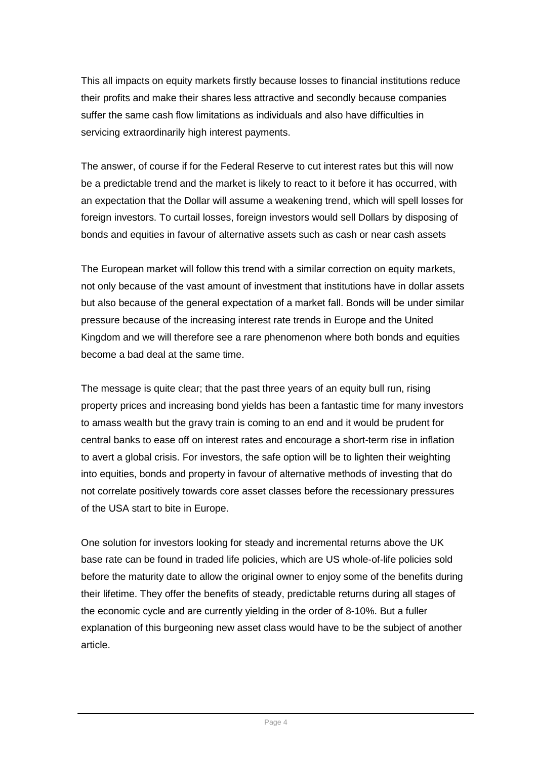This all impacts on equity markets firstly because losses to financial institutions reduce their profits and make their shares less attractive and secondly because companies suffer the same cash flow limitations as individuals and also have difficulties in servicing extraordinarily high interest payments.

The answer, of course if for the Federal Reserve to cut interest rates but this will now be a predictable trend and the market is likely to react to it before it has occurred, with an expectation that the Dollar will assume a weakening trend, which will spell losses for foreign investors. To curtail losses, foreign investors would sell Dollars by disposing of bonds and equities in favour of alternative assets such as cash or near cash assets

The European market will follow this trend with a similar correction on equity markets, not only because of the vast amount of investment that institutions have in dollar assets but also because of the general expectation of a market fall. Bonds will be under similar pressure because of the increasing interest rate trends in Europe and the United Kingdom and we will therefore see a rare phenomenon where both bonds and equities become a bad deal at the same time.

The message is quite clear; that the past three years of an equity bull run, rising property prices and increasing bond yields has been a fantastic time for many investors to amass wealth but the gravy train is coming to an end and it would be prudent for central banks to ease off on interest rates and encourage a short-term rise in inflation to avert a global crisis. For investors, the safe option will be to lighten their weighting into equities, bonds and property in favour of alternative methods of investing that do not correlate positively towards core asset classes before the recessionary pressures of the USA start to bite in Europe.

One solution for investors looking for steady and incremental returns above the UK base rate can be found in traded life policies, which are US whole-of-life policies sold before the maturity date to allow the original owner to enjoy some of the benefits during their lifetime. They offer the benefits of steady, predictable returns during all stages of the economic cycle and are currently yielding in the order of 8-10%. But a fuller explanation of this burgeoning new asset class would have to be the subject of another article.